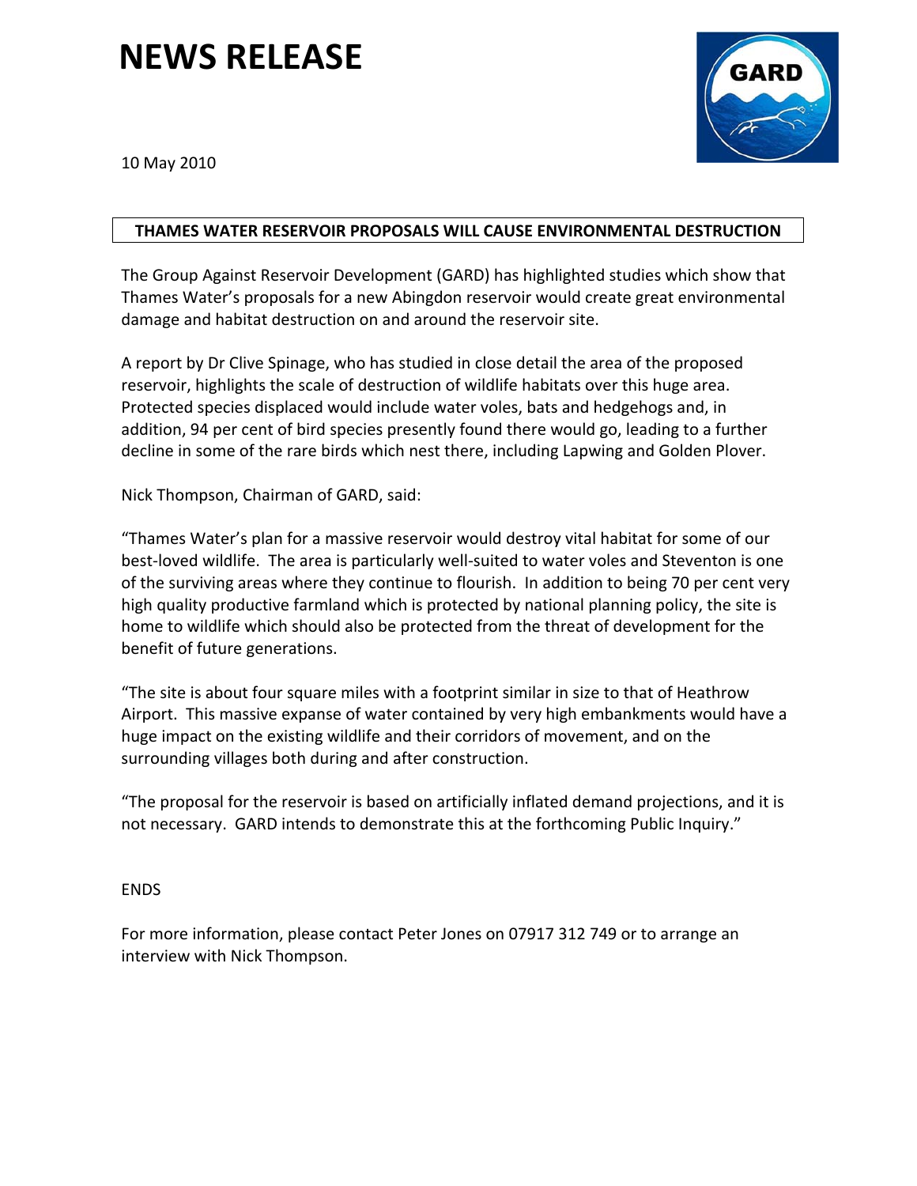# NEWS RELEASE

10 May 2010

**THAMES WATER RESERVOIR PROPOSALS WILL CAUSE ENVIRONMENTAL DESTRUCTION**

The Group Against Reservoir Development (GARD) has highlighted studies which show that Thames Water's proposals for a new Abingdon reservoir would create great environmental damage and habitat destruction on and around the reservoir site.

A report by Dr Clive Spinage, who has studied in close detail the area of the proposed reservoir, highlights the scale of destruction of wildlife habitats over this huge area. Protected species displaced would include water voles, bats and hedgehogs and, in addition, 94 per cent of bird species presently found there would go, leading to a further decline in some of the rare birds which nest there, including Lapwing and Golden Plover.

Nick Thompson, Chairman of GARD, said:

"Thames Water's plan for a massive reservoir would destroy vital habitat for some of our best-loved wildlife. The area is particularly well-suited to water voles and Steventon is one of the surviving areas where they continue to flourish. In addition to being 70 per cent very high quality productive farmland which is protected by national planning policy, the site is home to wildlife which should also be protected from the threat of development for the benefit of future generations.

"The site is about four square miles with a footprint similar in size to that of Heathrow Airport. This massive expanse of water contained by very high embankments would have a huge impact on the existing wildlife and their corridors of movement, and on the surrounding villages both during and after construction.

"The proposal for the reservoir is based on artificially inflated demand projections, and it is not necessary. GARD intends to demonstrate this at the forthcoming Public Inquiry."

ENDS

For more information, please contact Peter Jones on 07917 312 749 or to arrange an interview with Nick Thompson.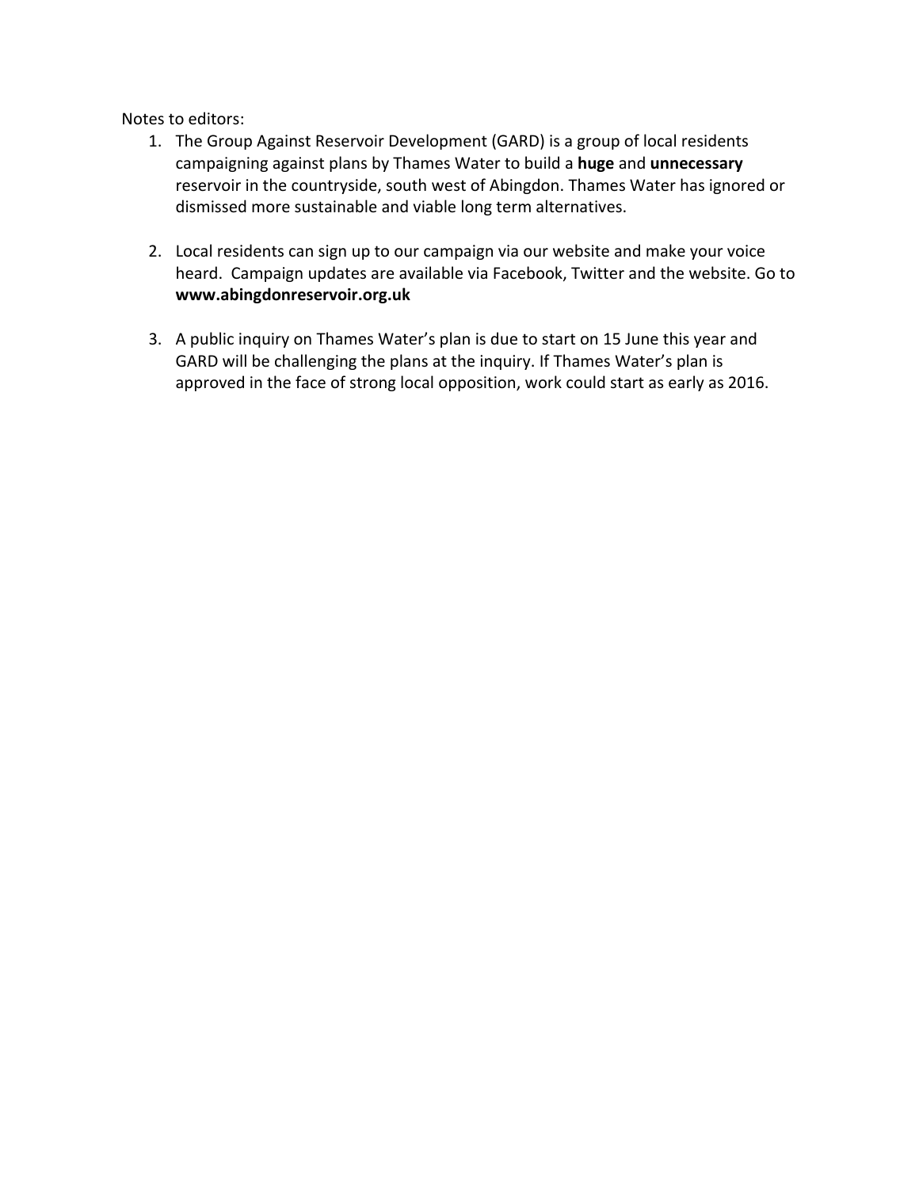Notes to editors:

1. The Group Against Reservoir Development (GARD) is a group of local residents campaigning against plans by Thames Water to build a **huge** and **unnecessary** reservoir in the countryside, south west of Abingdon. Thames Water has ignored or dismissed more sustainable and viable long term alternatives.

2. Local residents can sign up to our campaign via our website and make your voice heard. Campaign updates are available via Facebook, Twitter and the website. Go to **www.abingdonreservoir.org.uk**

3. A public inquiry on Thames Water's plan is due to start on 15 June this year and GARD will be challenging the plans at the inquiry. If Thames Water's plan is approved in the face of strong local opposition, work could start as early as 2016.